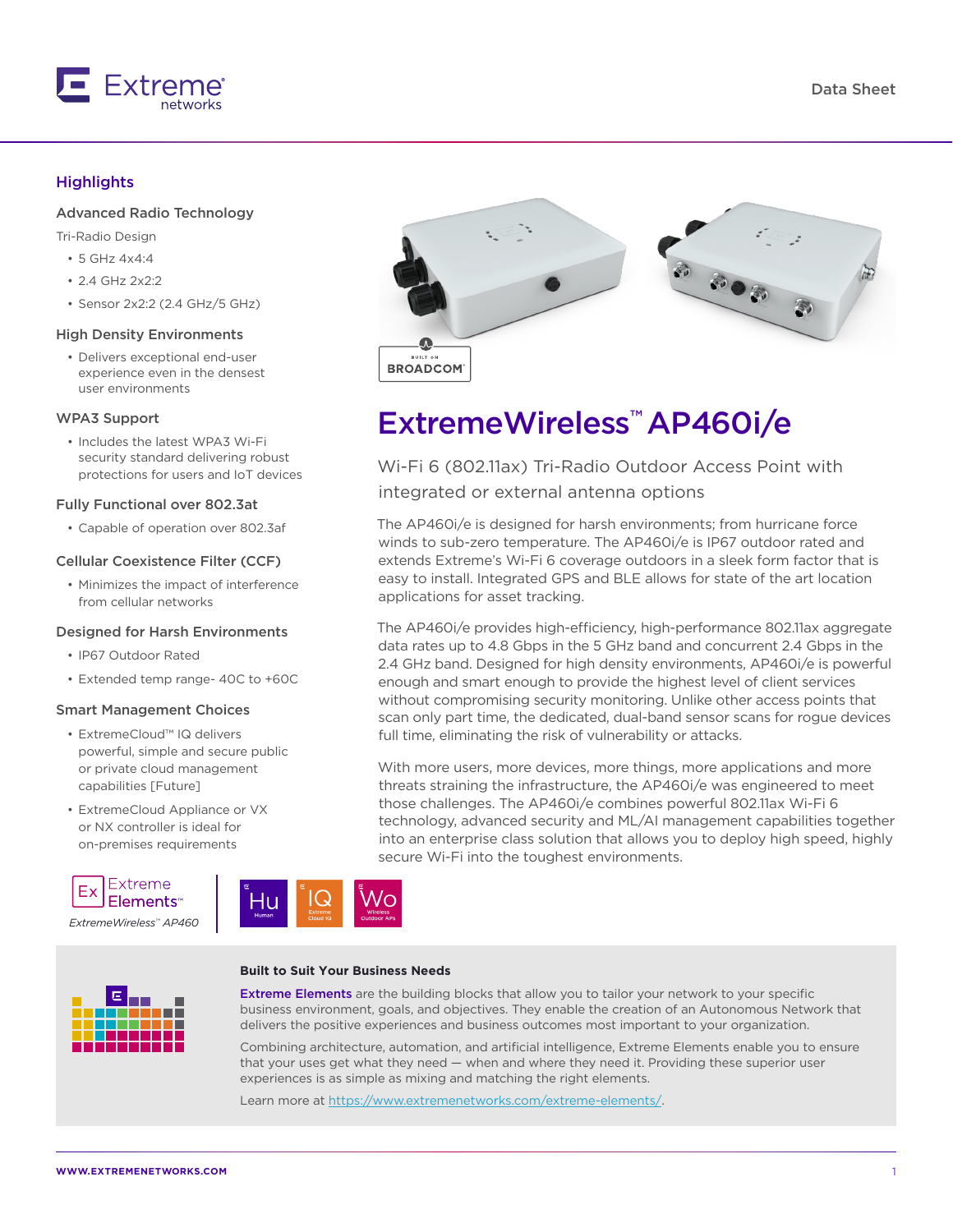# ExtremeWireless™ AP460i/e

## Wi-Fi 6 (802.11ax) Tri-Radio Outdoor Access Point with integrated or external antenna options

### Highlights

#### Advanced Radio Technology

Tri-Radio Design

- 5 GHz 4x4:4
- 2.4 GHz 2x2:2
- Sensor 2x2:2 (2.4 GHz/5 GHz)

#### High Density Environments

- Delivers exceptional end-user experience even in the densest user environments

#### WPA3 Support

- Includes the latest WPA3 Wi-Fi security standard delivering robust protections for users and IoT devices

#### Fully Functional over 802.3at

- Capable of operation over 802.3af

#### Cellular Coexistence Filter (CCF)

- Minimizes the impact of interference from cellular networks

#### Designed for Harsh Environments

- IP67 Outdoor Rated
- Extended temp range- 40C to +60C

#### Smart Management Choices

- ExtremeCloud™ IQ delivers powerful, simple and secure public or private cloud management capabilities [Future]
- ExtremeCloud Appliance or VX or NX controller is ideal for on-premises requirements

The AP460i/e is designed for harsh environments; from hurricane force winds to sub-zero temperature. The AP460i/e is IP67 outdoor rated and extends Extreme's Wi-Fi 6 coverage outdoors in a sleek form factor that is easy to install. Integrated GPS and BLE allows for state of the art location applications for asset tracking.

The AP460i/e provides high-efficiency, high-performance 802.11ax aggregate data rates up to 4.8 Gbps in the 5 GHz band and concurrent 2.4 Gbps in the 2.4 GHz band. Designed for high density environments, AP460i/e is powerful enough and smart enough to provide the highest level of client services without compromising security monitoring. Unlike other access points that scan only part time, the dedicated, dual-band sensor scans for rogue devices full time, eliminating the risk of vulnerability or attacks.

With more users, more devices, more things, more applications and more threats straining the infrastructure, the AP460i/e was engineered to meet those challenges. The AP460i/e combines powerful 802.11ax Wi-Fi 6 technology, advanced security and ML/AI management capabilities together into an enterprise class solution that allows you to deploy high speed, highly secure Wi-Fi into the toughest environments.

Extreme Elements™

*ExtremeWireless™ AP460*

Hu Human | IQ Extreme Cloud IQ | Wo Wireless Outdoor APs

### Built to Suit Your Business Needs

**Extreme Elements** are the building blocks that allow you to tailor your network to your specific business environment, goals, and objectives. They enable the creation of an Autonomous Network that delivers the positive experiences and business outcomes most important to your organization.

Combining architecture, automation, and artificial intelligence, Extreme Elements enable you to ensure that your uses get what they need — when and where they need it. Providing these superior user experiences is as simple as mixing and matching the right elements.

Learn more at https://www.extremenetworks.com/extreme-elements/.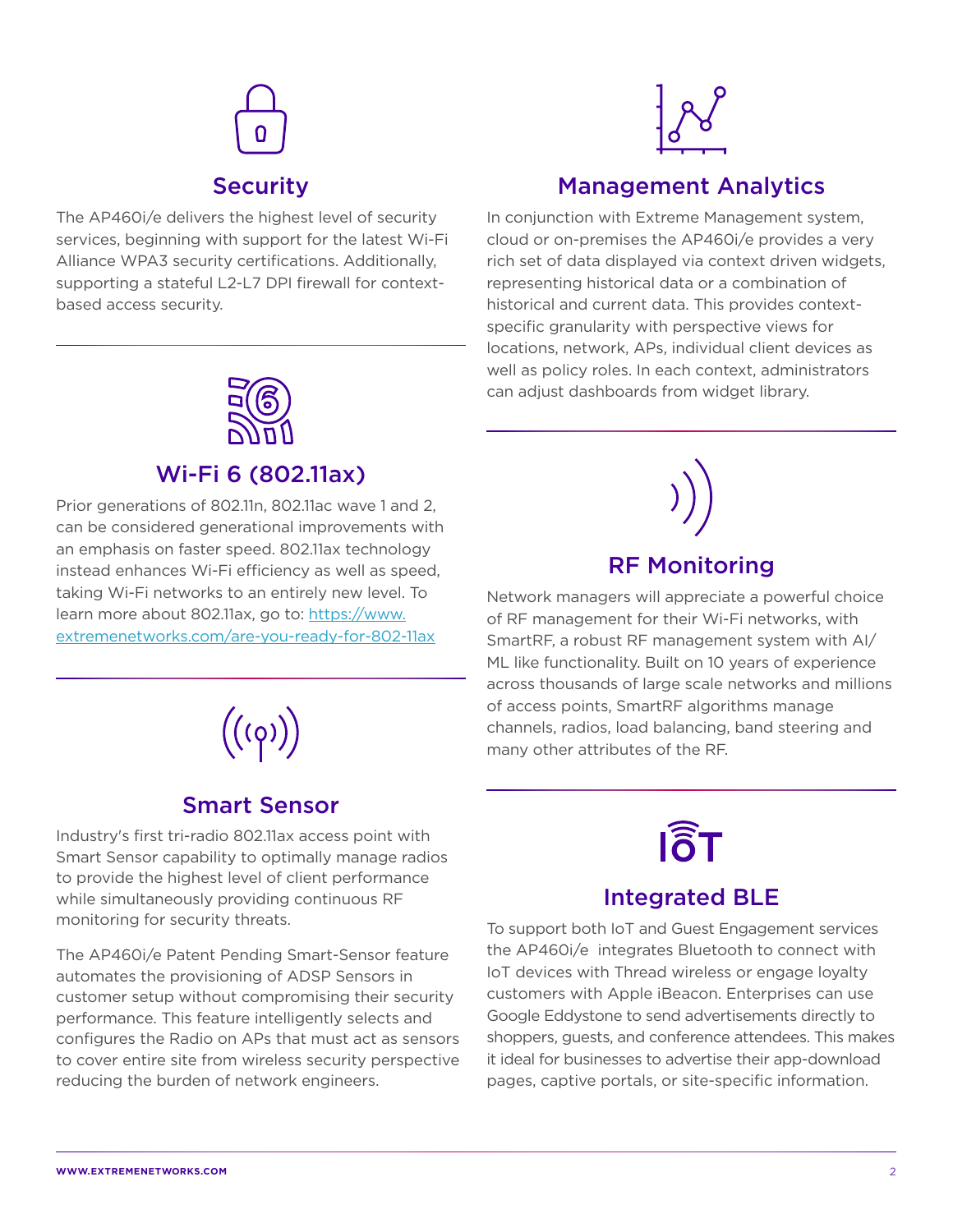## Security

The AP460i/e delivers the highest level of security services, beginning with support for the latest Wi-Fi Alliance WPA3 security certifications. Additionally, supporting a stateful L2-L7 DPI firewall for context-based access security.

## Wi-Fi 6 (802.11ax)

Prior generations of 802.11n, 802.11ac wave 1 and 2, can be considered generational improvements with an emphasis on faster speed. 802.11ax technology instead enhances Wi-Fi efficiency as well as speed, taking Wi-Fi networks to an entirely new level. To learn more about 802.11ax, go to: [https://www.extremenetworks.com/are-you-ready-for-802-11ax](https://www.extremenetworks.com/are-you-ready-for-802-11ax)

## Smart Sensor

Industry's first tri-radio 802.11ax access point with Smart Sensor capability to optimally manage radios to provide the highest level of client performance while simultaneously providing continuous RF monitoring for security threats.

The AP460i/e Patent Pending Smart-Sensor feature automates the provisioning of ADSP Sensors in customer setup without compromising their security performance. This feature intelligently selects and configures the Radio on APs that must act as sensors to cover entire site from wireless security perspective reducing the burden of network engineers.

## Management Analytics

In conjunction with Extreme Management system, cloud or on-premises the AP460i/e provides a very rich set of data displayed via context driven widgets, representing historical data or a combination of historical and current data. This provides context-specific granularity with perspective views for locations, network, APs, individual client devices as well as policy roles. In each context, administrators can adjust dashboards from widget library.

## RF Monitoring

Network managers will appreciate a powerful choice of RF management for their Wi-Fi networks, with SmartRF, a robust RF management system with AI/ML like functionality. Built on 10 years of experience across thousands of large scale networks and millions of access points, SmartRF algorithms manage channels, radios, load balancing, band steering and many other attributes of the RF.

## Integrated BLE

To support both IoT and Guest Engagement services the AP460i/e integrates Bluetooth to connect with IoT devices with Thread wireless or engage loyalty customers with Apple iBeacon. Enterprises can use Google Eddystone to send advertisements directly to shoppers, guests, and conference attendees. This makes it ideal for businesses to advertise their app-download pages, captive portals, or site-specific information.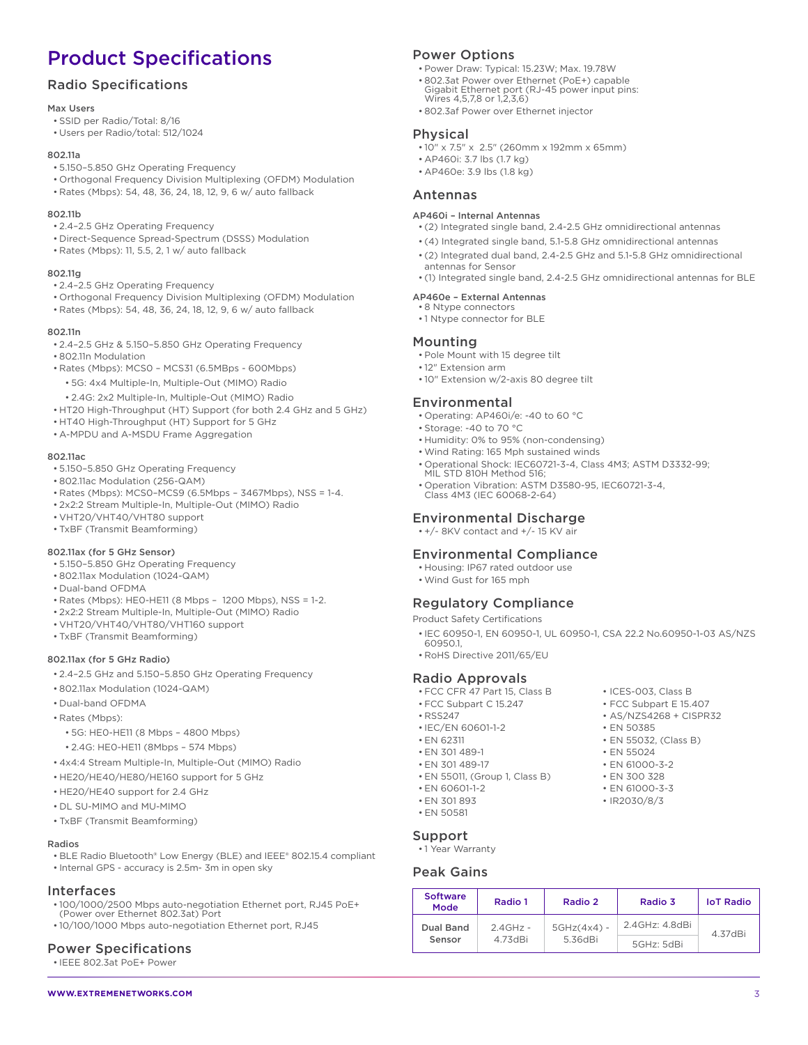# Product Specifications

## Radio Specifications

#### Max Users

- SSID per Radio/Total: 8/16
- Users per Radio/total: 512/1024

#### 802.11a

- 5.150–5.850 GHz Operating Frequency
- Orthogonal Frequency Division Multiplexing (OFDM) Modulation
- Rates (Mbps): 54, 48, 36, 24, 18, 12, 9, 6 w/ auto fallback

#### 802.11b

- 2.4–2.5 GHz Operating Frequency
- Direct-Sequence Spread-Spectrum (DSSS) Modulation
- Rates (Mbps): 11, 5.5, 2, 1 w/ auto fallback

#### 802.11g

- 2.4–2.5 GHz Operating Frequency
- Orthogonal Frequency Division Multiplexing (OFDM) Modulation
- Rates (Mbps): 54, 48, 36, 24, 18, 12, 9, 6 w/ auto fallback

#### 802.11n

- 2.4–2.5 GHz & 5.150–5.850 GHz Operating Frequency
- 802.11n Modulation
- Rates (Mbps): MCS0 – MCS31 (6.5MBps - 600Mbps)
    - 5G: 4x4 Multiple-In, Multiple-Out (MIMO) Radio
    - 2.4G: 2x2 Multiple-In, Multiple-Out (MIMO) Radio
- HT20 High-Throughput (HT) Support (for both 2.4 GHz and 5 GHz)
- HT40 High-Throughput (HT) Support for 5 GHz
- A-MPDU and A-MSDU Frame Aggregation

#### 802.11ac

- 5.150–5.850 GHz Operating Frequency
- 802.11ac Modulation (256-QAM)
- Rates (Mbps): MCS0–MCS9 (6.5Mbps – 3467Mbps), NSS = 1-4.
- 2x2:2 Stream Multiple-In, Multiple-Out (MIMO) Radio
- VHT20/VHT40/VHT80 support
- TxBF (Transmit Beamforming)

#### 802.11ax (for 5 GHz Sensor)

- 5.150–5.850 GHz Operating Frequency
- 802.11ax Modulation (1024-QAM)
- Dual-band OFDMA
- Rates (Mbps): HE0-HE11 (8 Mbps – 1200 Mbps), NSS = 1-2.
- 2x2:2 Stream Multiple-In, Multiple-Out (MIMO) Radio
- VHT20/VHT40/VHT80/VHT160 support
- TxBF (Transmit Beamforming)

#### 802.11ax (for 5 GHz Radio)

- 2.4–2.5 GHz and 5.150–5.850 GHz Operating Frequency
- 802.11ax Modulation (1024-QAM)
- Dual-band OFDMA
- Rates (Mbps):
    - 5G: HE0-HE11 (8 Mbps – 4800 Mbps)
    - 2.4G: HE0-HE11 (8Mbps – 574 Mbps)
- 4x4:4 Stream Multiple-In, Multiple-Out (MIMO) Radio
- HE20/HE40/HE80/HE160 support for 5 GHz
- HE20/HE40 support for 2.4 GHz
- DL SU-MIMO and MU-MIMO
- TxBF (Transmit Beamforming)

#### Radios

- BLE Radio Bluetooth® Low Energy (BLE) and IEEE® 802.15.4 compliant
- Internal GPS - accuracy is 2.5m- 3m in open sky

## Interfaces

- 100/1000/2500 Mbps auto-negotiation Ethernet port, RJ45 PoE+ (Power over Ethernet 802.3at) Port
- 10/100/1000 Mbps auto-negotiation Ethernet port, RJ45

## Power Specifications

- IEEE 802.3at PoE+ Power

## Power Options

- Power Draw: Typical: 15.23W; Max. 19.78W
- 802.3at Power over Ethernet (PoE+) capable Gigabit Ethernet port (RJ-45 power input pins: Wires 4,5,7,8 or 1,2,3,6)
- 802.3af Power over Ethernet injector

## Physical

- 10" x 7.5" x 2.5" (260mm x 192mm x 65mm)
- AP460i: 3.7 lbs (1.7 kg)
- AP460e: 3.9 lbs (1.8 kg)

## Antennas

#### AP460i – Internal Antennas

- (2) Integrated single band, 2.4-2.5 GHz omnidirectional antennas
- (4) Integrated single band, 5.1-5.8 GHz omnidirectional antennas
- (2) Integrated dual band, 2.4-2.5 GHz and 5.1-5.8 GHz omnidirectional antennas for Sensor
- (1) Integrated single band, 2.4-2.5 GHz omnidirectional antennas for BLE

#### AP460e – External Antennas

- 8 Ntype connectors
- 1 Ntype connector for BLE

## Mounting

- Pole Mount with 15 degree tilt
- 12" Extension arm
- 10" Extension w/2-axis 80 degree tilt

## Environmental

- Operating: AP460i/e: -40 to 60 °C
- Storage: -40 to 70 °C
- Humidity: 0% to 95% (non-condensing)
- Wind Rating: 165 Mph sustained winds
- Operational Shock: IEC60721-3-4, Class 4M3; ASTM D3332-99; MIL STD 810H Method 516;
- Operation Vibration: ASTM D3580-95, IEC60721-3-4, Class 4M3 (IEC 60068-2-64)

## Environmental Discharge

- +/- 8KV contact and +/- 15 KV air

## Environmental Compliance

- Housing: IP67 rated outdoor use
- Wind Gust for 165 mph

## Regulatory Compliance

Product Safety Certifications

- IEC 60950-1, EN 60950-1, UL 60950-1, CSA 22.2 No.60950-1-03 AS/NZS 60950.1,
- RoHS Directive 2011/65/EU

## Radio Approvals

- FCC CFR 47 Part 15, Class B
- FCC Subpart C 15.247
- RSS247
- IEC/EN 60601-1-2
- EN 62311
- EN 301 489-1
- EN 301 489-17
- EN 55011, (Group 1, Class B)
- EN 60601-1-2
- EN 301 893
- EN 50581
- ICES-003, Class B
- FCC Subpart E 15.407
- AS/NZS4268 + CISPR32
- EN 50385
- EN 55032, (Class B)
- EN 55024
- EN 61000-3-2
- EN 300 328
- EN 61000-3-3
- IR2030/8/3

## Support

- 1 Year Warranty

## Peak Gains

| Software Mode | Radio 1 | Radio 2 | Radio 3 | IoT Radio |
|---|---|---|---|---|
| Dual Band Sensor | 2.4GHz - 4.73dBi | 5GHz(4x4) - 5.36dBi | 2.4GHz: 4.8dBi | 4.37dBi |
| | | | 5GHz: 5dBi | |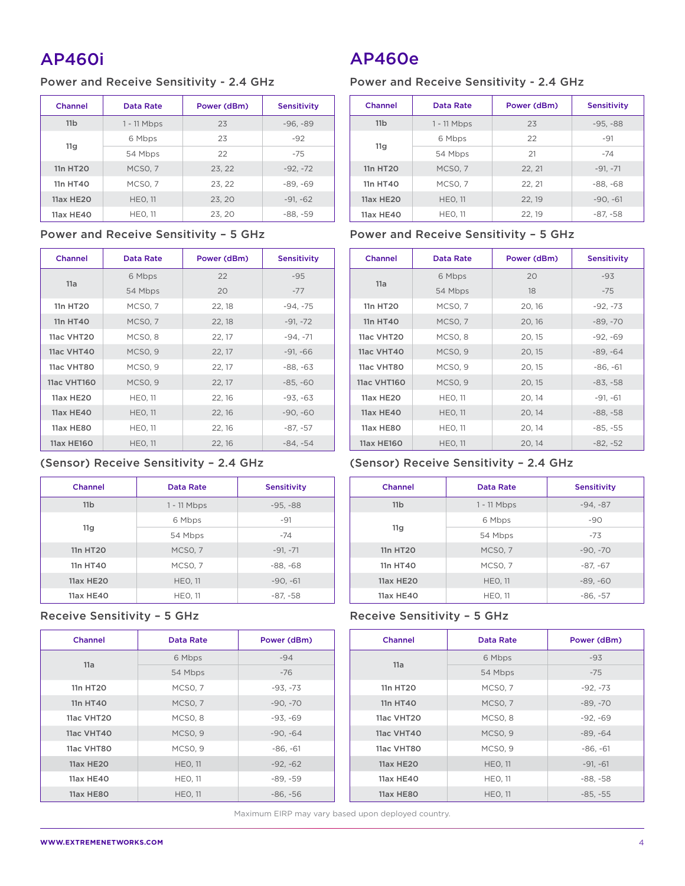# AP460i

## Power and Receive Sensitivity - 2.4 GHz

| Channel | Data Rate | Power (dBm) | Sensitivity |
|---|---|---|---|
| 11b | 1 - 11 Mbps | 23 | -96, -89 |
| 11g | 6 Mbps | 23 | -92 |
| | 54 Mbps | 22 | -75 |
| 11n HT20 | MCS0, 7 | 23, 22 | -92, -72 |
| 11n HT40 | MCS0, 7 | 23, 22 | -89, -69 |
| 11ax HE20 | HE0, 11 | 23, 20 | -91, -62 |
| 11ax HE40 | HE0, 11 | 23, 20 | -88, -59 |

## Power and Receive Sensitivity – 5 GHz

| Channel | Data Rate | Power (dBm) | Sensitivity |
|---|---|---|---|
| 11a | 6 Mbps | 22 | -95 |
| | 54 Mbps | 20 | -77 |
| 11n HT20 | MCS0, 7 | 22, 18 | -94, -75 |
| 11n HT40 | MCS0, 7 | 22, 18 | -91, -72 |
| 11ac VHT20 | MCS0, 8 | 22, 17 | -94, -71 |
| 11ac VHT40 | MCS0, 9 | 22, 17 | -91, -66 |
| 11ac VHT80 | MCS0, 9 | 22, 17 | -88, -63 |
| 11ac VHT160 | MCS0, 9 | 22, 17 | -85, -60 |
| 11ax HE20 | HE0, 11 | 22, 16 | -93, -63 |
| 11ax HE40 | HE0, 11 | 22, 16 | -90, -60 |
| 11ax HE80 | HE0, 11 | 22, 16 | -87, -57 |
| 11ax HE160 | HE0, 11 | 22, 16 | -84, -54 |

## (Sensor) Receive Sensitivity – 2.4 GHz

| Channel | Data Rate | Sensitivity |
|---|---|---|
| 11b | 1 - 11 Mbps | -95, -88 |
| 11g | 6 Mbps | -91 |
| | 54 Mbps | -74 |
| 11n HT20 | MCS0, 7 | -91, -71 |
| 11n HT40 | MCS0, 7 | -88, -68 |
| 11ax HE20 | HE0, 11 | -90, -61 |
| 11ax HE40 | HE0, 11 | -87, -58 |

## Receive Sensitivity – 5 GHz

| Channel | Data Rate | Power (dBm) |
|---|---|---|
| 11a | 6 Mbps | -94 |
| | 54 Mbps | -76 |
| 11n HT20 | MCS0, 7 | -93, -73 |
| 11n HT40 | MCS0, 7 | -90, -70 |
| 11ac VHT20 | MCS0, 8 | -93, -69 |
| 11ac VHT40 | MCS0, 9 | -90, -64 |
| 11ac VHT80 | MCS0, 9 | -86, -61 |
| 11ax HE20 | HE0, 11 | -92, -62 |
| 11ax HE40 | HE0, 11 | -89, -59 |
| 11ax HE80 | HE0, 11 | -86, -56 |

# AP460e

## Power and Receive Sensitivity - 2.4 GHz

| Channel | Data Rate | Power (dBm) | Sensitivity |
|---|---|---|---|
| 11b | 1 - 11 Mbps | 23 | -95, -88 |
| 11g | 6 Mbps | 22 | -91 |
| | 54 Mbps | 21 | -74 |
| 11n HT20 | MCS0, 7 | 22, 21 | -91, -71 |
| 11n HT40 | MCS0, 7 | 22, 21 | -88, -68 |
| 11ax HE20 | HE0, 11 | 22, 19 | -90, -61 |
| 11ax HE40 | HE0, 11 | 22, 19 | -87, -58 |

## Power and Receive Sensitivity – 5 GHz

| Channel | Data Rate | Power (dBm) | Sensitivity |
|---|---|---|---|
| 11a | 6 Mbps | 20 | -93 |
| | 54 Mbps | 18 | -75 |
| 11n HT20 | MCS0, 7 | 20, 16 | -92, -73 |
| 11n HT40 | MCS0, 7 | 20, 16 | -89, -70 |
| 11ac VHT20 | MCS0, 8 | 20, 15 | -92, -69 |
| 11ac VHT40 | MCS0, 9 | 20, 15 | -89, -64 |
| 11ac VHT80 | MCS0, 9 | 20, 15 | -86, -61 |
| 11ac VHT160 | MCS0, 9 | 20, 15 | -83, -58 |
| 11ax HE20 | HE0, 11 | 20, 14 | -91, -61 |
| 11ax HE40 | HE0, 11 | 20, 14 | -88, -58 |
| 11ax HE80 | HE0, 11 | 20, 14 | -85, -55 |
| 11ax HE160 | HE0, 11 | 20, 14 | -82, -52 |

## (Sensor) Receive Sensitivity – 2.4 GHz

| Channel | Data Rate | Sensitivity |
|---|---|---|
| 11b | 1 - 11 Mbps | -94, -87 |
| 11g | 6 Mbps | -90 |
| | 54 Mbps | -73 |
| 11n HT20 | MCS0, 7 | -90, -70 |
| 11n HT40 | MCS0, 7 | -87, -67 |
| 11ax HE20 | HE0, 11 | -89, -60 |
| 11ax HE40 | HE0, 11 | -86, -57 |

## Receive Sensitivity – 5 GHz

| Channel | Data Rate | Power (dBm) |
|---|---|---|
| 11a | 6 Mbps | -93 |
| | 54 Mbps | -75 |
| 11n HT20 | MCS0, 7 | -92, -73 |
| 11n HT40 | MCS0, 7 | -89, -70 |
| 11ac VHT20 | MCS0, 8 | -92, -69 |
| 11ac VHT40 | MCS0, 9 | -89, -64 |
| 11ac VHT80 | MCS0, 9 | -86, -61 |
| 11ax HE20 | HE0, 11 | -91, -61 |
| 11ax HE40 | HE0, 11 | -88, -58 |
| 11ax HE80 | HE0, 11 | -85, -55 |

Maximum EIRP may vary based upon deployed country.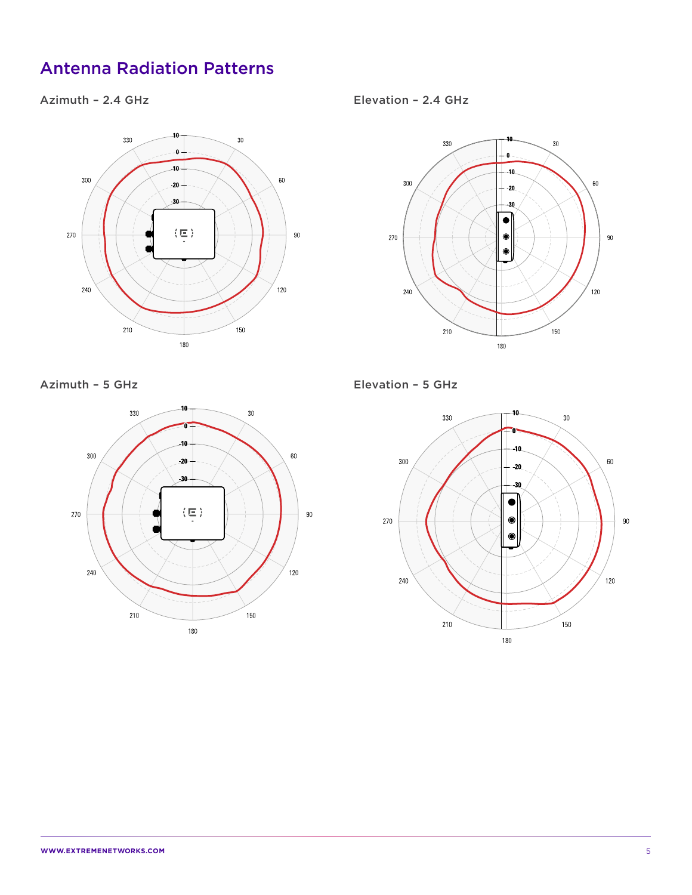# Antenna Radiation Patterns

## Azimuth – 2.4 GHz

## Elevation – 2.4 GHz

## Azimuth – 5 GHz

## Elevation – 5 GHz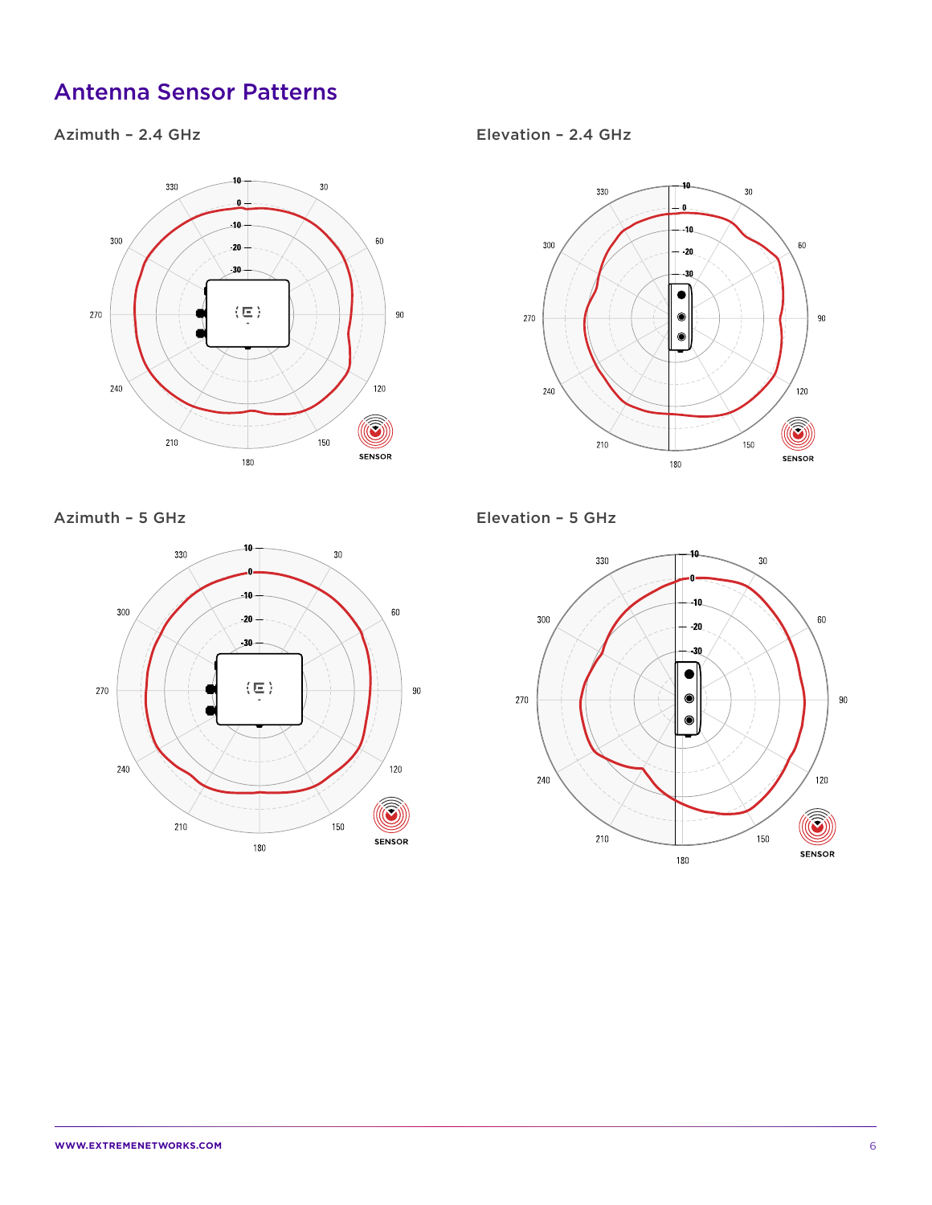# Antenna Sensor Patterns

### Azimuth – 2.4 GHz

### Elevation – 2.4 GHz

### Azimuth – 5 GHz

### Elevation – 5 GHz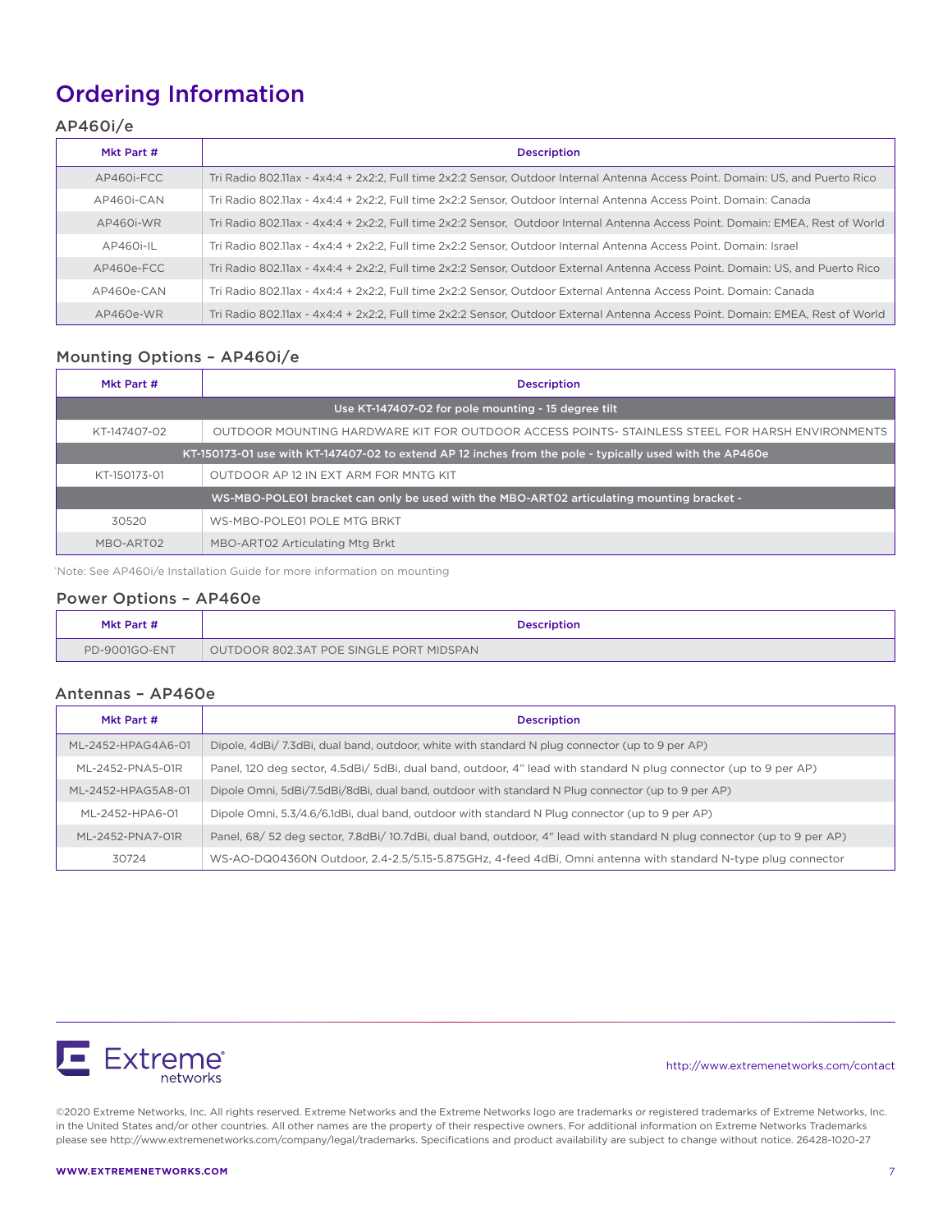# Ordering Information

## AP460i/e

| Mkt Part # | Description |
|---|---|
| AP460i-FCC | Tri Radio 802.11ax - 4x4:4 + 2x2:2, Full time 2x2:2 Sensor, Outdoor Internal Antenna Access Point. Domain: US, and Puerto Rico |
| AP460i-CAN | Tri Radio 802.11ax - 4x4:4 + 2x2:2, Full time 2x2:2 Sensor, Outdoor Internal Antenna Access Point. Domain: Canada |
| AP460i-WR | Tri Radio 802.11ax - 4x4:4 + 2x2:2, Full time 2x2:2 Sensor, Outdoor Internal Antenna Access Point. Domain: EMEA, Rest of World |
| AP460i-IL | Tri Radio 802.11ax - 4x4:4 + 2x2:2, Full time 2x2:2 Sensor, Outdoor Internal Antenna Access Point. Domain: Israel |
| AP460e-FCC | Tri Radio 802.11ax - 4x4:4 + 2x2:2, Full time 2x2:2 Sensor, Outdoor External Antenna Access Point. Domain: US, and Puerto Rico |
| AP460e-CAN | Tri Radio 802.11ax - 4x4:4 + 2x2:2, Full time 2x2:2 Sensor, Outdoor External Antenna Access Point. Domain: Canada |
| AP460e-WR | Tri Radio 802.11ax - 4x4:4 + 2x2:2, Full time 2x2:2 Sensor, Outdoor External Antenna Access Point. Domain: EMEA, Rest of World |

## Mounting Options – AP460i/e

| Mkt Part # | Description |
|---|---|
| | Use KT-147407-02 for pole mounting - 15 degree tilt |
| KT-147407-02 | OUTDOOR MOUNTING HARDWARE KIT FOR OUTDOOR ACCESS POINTS- STAINLESS STEEL FOR HARSH ENVIRONMENTS |
| | KT-150173-01 use with KT-147407-02 to extend AP 12 inches from the pole - typically used with the AP460e |
| KT-150173-01 | OUTDOOR AP 12 IN EXT ARM FOR MNTG KIT |
| | WS-MBO-POLE01 bracket can only be used with the MBO-ART02 articulating mounting bracket - |
| 30520 | WS-MBO-POLE01 POLE MTG BRKT |
| MBO-ART02 | MBO-ART02 Articulating Mtg Brkt |

*Note: See AP460i/e Installation Guide for more information on mounting

## Power Options – AP460e

| Mkt Part # | Description |
|---|---|
| PD-9001GO-ENT | OUTDOOR 802.3AT POE SINGLE PORT MIDSPAN |

## Antennas – AP460e

| Mkt Part # | Description |
|---|---|
| ML-2452-HPAG4A6-01 | Dipole, 4dBi/ 7.3dBi, dual band, outdoor, white with standard N plug connector (up to 9 per AP) |
| ML-2452-PNA5-01R | Panel, 120 deg sector, 4.5dBi/ 5dBi, dual band, outdoor, 4" lead with standard N plug connector (up to 9 per AP) |
| ML-2452-HPAG5A8-01 | Dipole Omni, 5dBi/7.5dBi/8dBi, dual band, outdoor with standard N Plug connector (up to 9 per AP) |
| ML-2452-HPA6-01 | Dipole Omni, 5.3/4.6/6.1dBi, dual band, outdoor with standard N Plug connector (up to 9 per AP) |
| ML-2452-PNA7-01R | Panel, 68/ 52 deg sector, 7.8dBi/ 10.7dBi, dual band, outdoor, 4" lead with standard N plug connector (up to 9 per AP) |
| 30724 | WS-AO-DQ04360N Outdoor, 2.4-2.5/5.15-5.875GHz, 4-feed 4dBi, Omni antenna with standard N-type plug connector |

Extreme networks

http://www.extremenetworks.com/contact

©2020 Extreme Networks, Inc. All rights reserved. Extreme Networks and the Extreme Networks logo are trademarks or registered trademarks of Extreme Networks, Inc. in the United States and/or other countries. All other names are the property of their respective owners. For additional information on Extreme Networks Trademarks please see http://www.extremenetworks.com/company/legal/trademarks. Specifications and product availability are subject to change without notice. 26428-1020-27